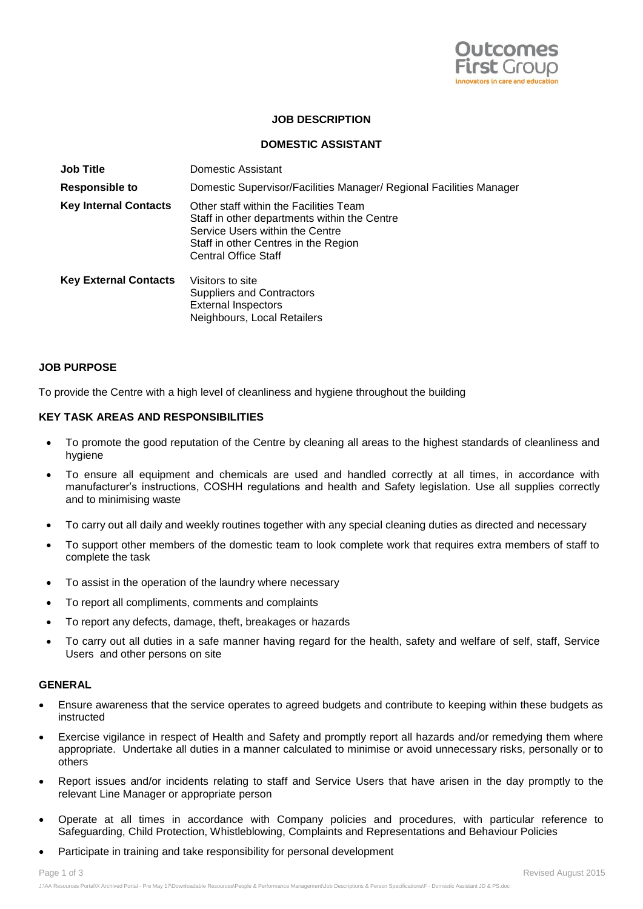**JOB DESCRIPTION**

**DOMESTIC ASSISTANT**

| | |
|---|---|
| **Job Title** | Domestic Assistant |
| **Responsible to** | Domestic Supervisor/Facilities Manager/ Regional Facilities Manager |
| **Key Internal Contacts** | Other staff within the Facilities Team<br>Staff in other departments within the Centre<br>Service Users within the Centre<br>Staff in other Centres in the Region<br>Central Office Staff |
| **Key External Contacts** | Visitors to site<br>Suppliers and Contractors<br>External Inspectors<br>Neighbours, Local Retailers |

**JOB PURPOSE**

To provide the Centre with a high level of cleanliness and hygiene throughout the building

**KEY TASK AREAS AND RESPONSIBILITIES**

- To promote the good reputation of the Centre by cleaning all areas to the highest standards of cleanliness and hygiene
- To ensure all equipment and chemicals are used and handled correctly at all times, in accordance with manufacturer's instructions, COSHH regulations and health and Safety legislation. Use all supplies correctly and to minimising waste
- To carry out all daily and weekly routines together with any special cleaning duties as directed and necessary
- To support other members of the domestic team to look complete work that requires extra members of staff to complete the task
- To assist in the operation of the laundry where necessary
- To report all compliments, comments and complaints
- To report any defects, damage, theft, breakages or hazards
- To carry out all duties in a safe manner having regard for the health, safety and welfare of self, staff, Service Users and other persons on site

**GENERAL**

- Ensure awareness that the service operates to agreed budgets and contribute to keeping within these budgets as instructed
- Exercise vigilance in respect of Health and Safety and promptly report all hazards and/or remedying them where appropriate. Undertake all duties in a manner calculated to minimise or avoid unnecessary risks, personally or to others
- Report issues and/or incidents relating to staff and Service Users that have arisen in the day promptly to the relevant Line Manager or appropriate person
- Operate at all times in accordance with Company policies and procedures, with particular reference to Safeguarding, Child Protection, Whistleblowing, Complaints and Representations and Behaviour Policies
- Participate in training and take responsibility for personal development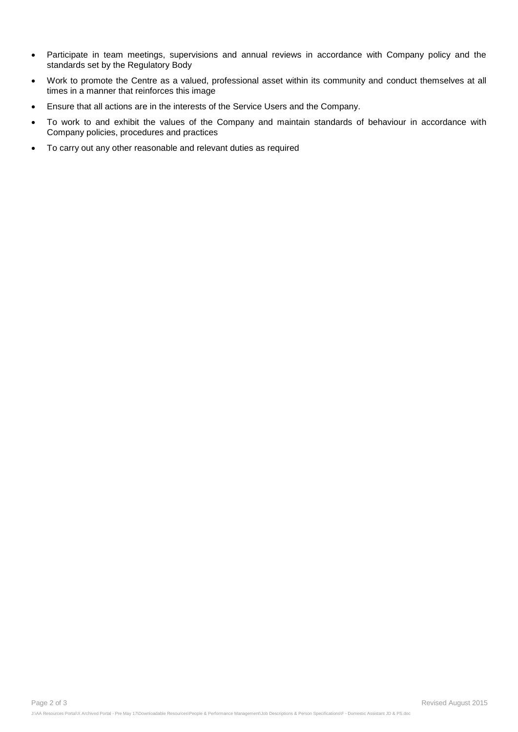- Participate in team meetings, supervisions and annual reviews in accordance with Company policy and the standards set by the Regulatory Body
- Work to promote the Centre as a valued, professional asset within its community and conduct themselves at all times in a manner that reinforces this image
- Ensure that all actions are in the interests of the Service Users and the Company.
- To work to and exhibit the values of the Company and maintain standards of behaviour in accordance with Company policies, procedures and practices
- To carry out any other reasonable and relevant duties as required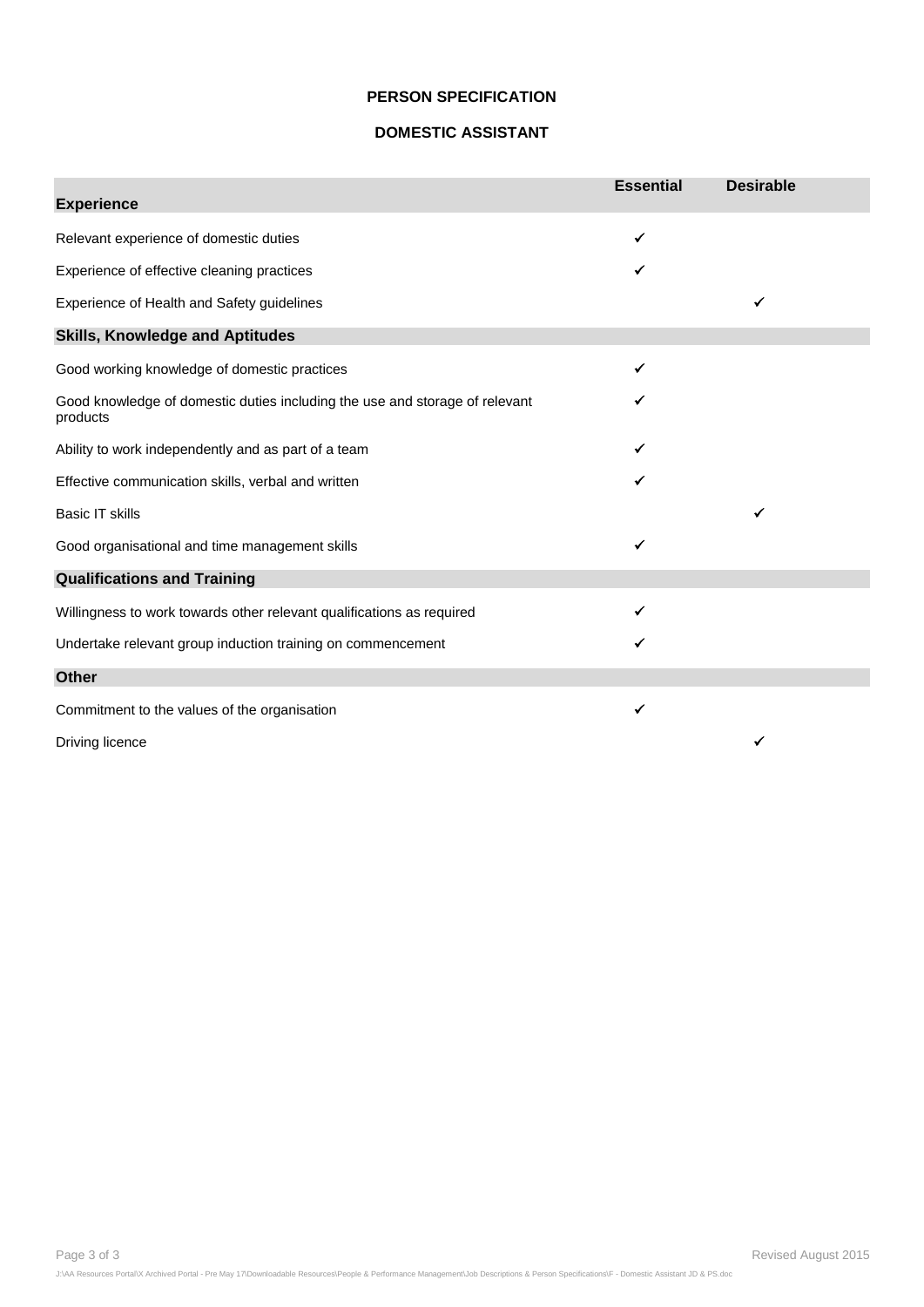## PERSON SPECIFICATION

## DOMESTIC ASSISTANT

| | Essential | Desirable |
|---|---|---|
| **Experience** | | |
| Relevant experience of domestic duties | ✓ | |
| Experience of effective cleaning practices | ✓ | |
| Experience of Health and Safety guidelines | | ✓ |
| **Skills, Knowledge and Aptitudes** | | |
| Good working knowledge of domestic practices | ✓ | |
| Good knowledge of domestic duties including the use and storage of relevant products | ✓ | |
| Ability to work independently and as part of a team | ✓ | |
| Effective communication skills, verbal and written | ✓ | |
| Basic IT skills | | ✓ |
| Good organisational and time management skills | ✓ | |
| **Qualifications and Training** | | |
| Willingness to work towards other relevant qualifications as required | ✓ | |
| Undertake relevant group induction training on commencement | ✓ | |
| **Other** | | |
| Commitment to the values of the organisation | ✓ | |
| Driving licence | | ✓ |

Revised August 2015

J:\AA Resources Portal\X Archived Portal - Pre May 17\Downloadable Resources\People & Performance Management\Job Descriptions & Person Specifications\F - Domestic Assistant JD & PS.doc